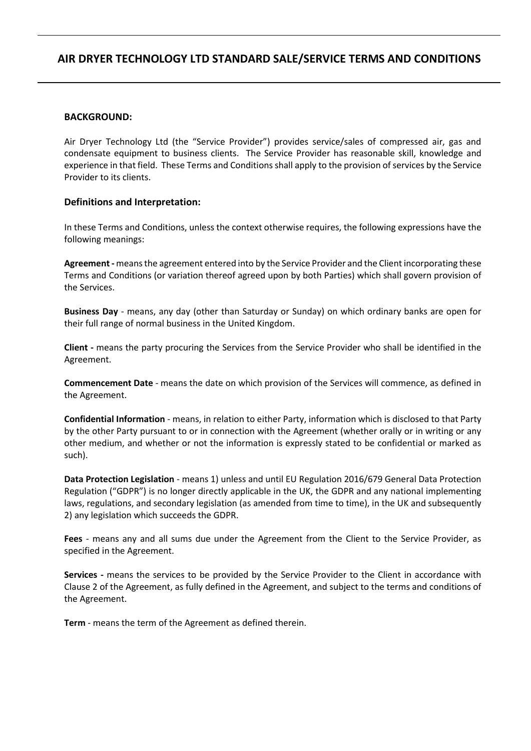# AIR DRYER TECHNOLOGY LTD STANDARD SALE/SERVICE TERMS AND CONDITIONS

## BACKGROUND:

Air Dryer Technology Ltd (the "Service Provider") provides service/sales of compressed air, gas and condensate equipment to business clients. The Service Provider has reasonable skill, knowledge and experience in that field. These Terms and Conditions shall apply to the provision of services by the Service Provider to its clients.

## Definitions and Interpretation:

In these Terms and Conditions, unless the context otherwise requires, the following expressions have the following meanings:

**Agreement -** means the agreement entered into by the Service Provider and the Client incorporating these Terms and Conditions (or variation thereof agreed upon by both Parties) which shall govern provision of the Services.

**Business Day** - means, any day (other than Saturday or Sunday) on which ordinary banks are open for their full range of normal business in the United Kingdom.

**Client -** means the party procuring the Services from the Service Provider who shall be identified in the Agreement.

**Commencement Date** - means the date on which provision of the Services will commence, as defined in the Agreement.

**Confidential Information** - means, in relation to either Party, information which is disclosed to that Party by the other Party pursuant to or in connection with the Agreement (whether orally or in writing or any other medium, and whether or not the information is expressly stated to be confidential or marked as such).

**Data Protection Legislation** - means 1) unless and until EU Regulation 2016/679 General Data Protection Regulation ("GDPR") is no longer directly applicable in the UK, the GDPR and any national implementing laws, regulations, and secondary legislation (as amended from time to time), in the UK and subsequently 2) any legislation which succeeds the GDPR.

**Fees** - means any and all sums due under the Agreement from the Client to the Service Provider, as specified in the Agreement.

**Services -** means the services to be provided by the Service Provider to the Client in accordance with Clause 2 of the Agreement, as fully defined in the Agreement, and subject to the terms and conditions of the Agreement.

**Term** - means the term of the Agreement as defined therein.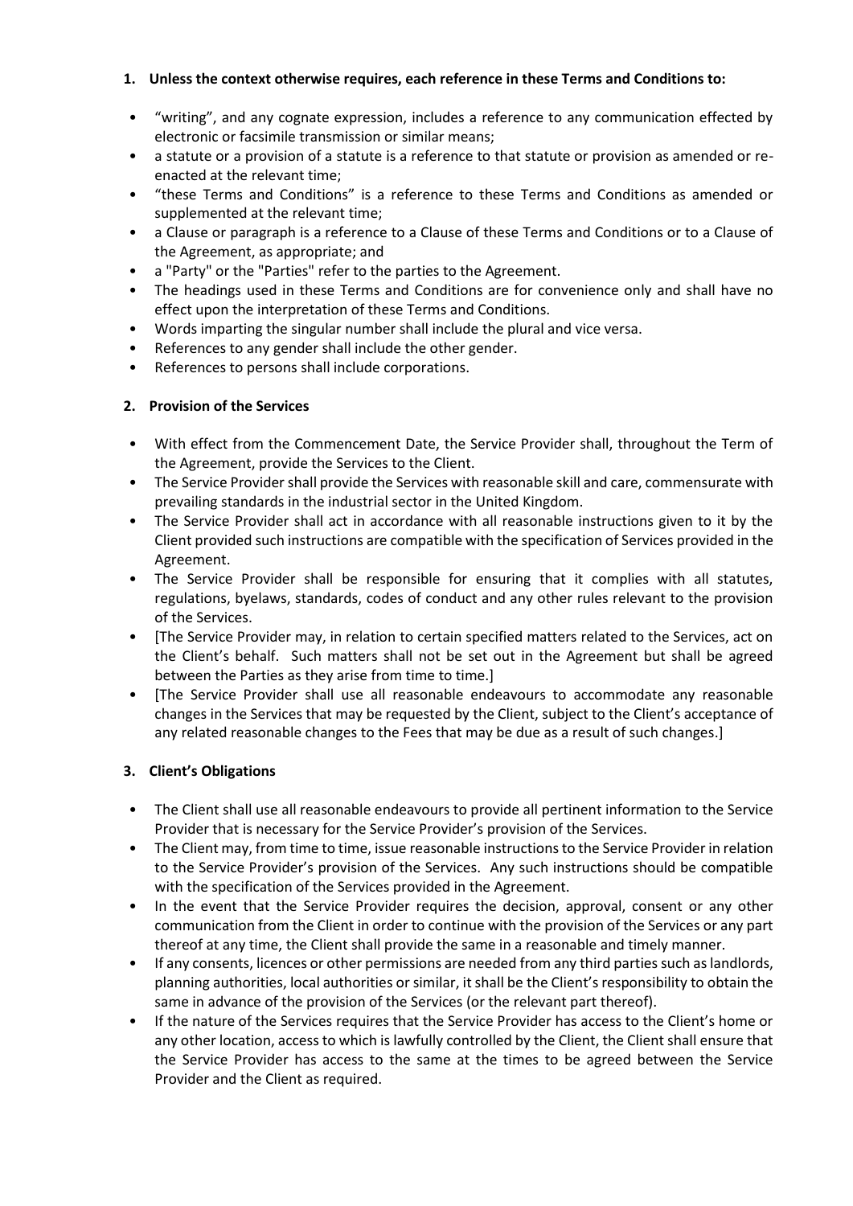**1. Unless the context otherwise requires, each reference in these Terms and Conditions to:**

- "writing", and any cognate expression, includes a reference to any communication effected by electronic or facsimile transmission or similar means;
- a statute or a provision of a statute is a reference to that statute or provision as amended or re-enacted at the relevant time;
- "these Terms and Conditions" is a reference to these Terms and Conditions as amended or supplemented at the relevant time;
- a Clause or paragraph is a reference to a Clause of these Terms and Conditions or to a Clause of the Agreement, as appropriate; and
- a "Party" or the "Parties" refer to the parties to the Agreement.
- The headings used in these Terms and Conditions are for convenience only and shall have no effect upon the interpretation of these Terms and Conditions.
- Words imparting the singular number shall include the plural and vice versa.
- References to any gender shall include the other gender.
- References to persons shall include corporations.

## 2. Provision of the Services

- With effect from the Commencement Date, the Service Provider shall, throughout the Term of the Agreement, provide the Services to the Client.
- The Service Provider shall provide the Services with reasonable skill and care, commensurate with prevailing standards in the industrial sector in the United Kingdom.
- The Service Provider shall act in accordance with all reasonable instructions given to it by the Client provided such instructions are compatible with the specification of Services provided in the Agreement.
- The Service Provider shall be responsible for ensuring that it complies with all statutes, regulations, byelaws, standards, codes of conduct and any other rules relevant to the provision of the Services.
- [The Service Provider may, in relation to certain specified matters related to the Services, act on the Client's behalf. Such matters shall not be set out in the Agreement but shall be agreed between the Parties as they arise from time to time.]
- [The Service Provider shall use all reasonable endeavours to accommodate any reasonable changes in the Services that may be requested by the Client, subject to the Client's acceptance of any related reasonable changes to the Fees that may be due as a result of such changes.]

## 3. Client's Obligations

- The Client shall use all reasonable endeavours to provide all pertinent information to the Service Provider that is necessary for the Service Provider's provision of the Services.
- The Client may, from time to time, issue reasonable instructions to the Service Provider in relation to the Service Provider's provision of the Services. Any such instructions should be compatible with the specification of the Services provided in the Agreement.
- In the event that the Service Provider requires the decision, approval, consent or any other communication from the Client in order to continue with the provision of the Services or any part thereof at any time, the Client shall provide the same in a reasonable and timely manner.
- If any consents, licences or other permissions are needed from any third parties such as landlords, planning authorities, local authorities or similar, it shall be the Client's responsibility to obtain the same in advance of the provision of the Services (or the relevant part thereof).
- If the nature of the Services requires that the Service Provider has access to the Client's home or any other location, access to which is lawfully controlled by the Client, the Client shall ensure that the Service Provider has access to the same at the times to be agreed between the Service Provider and the Client as required.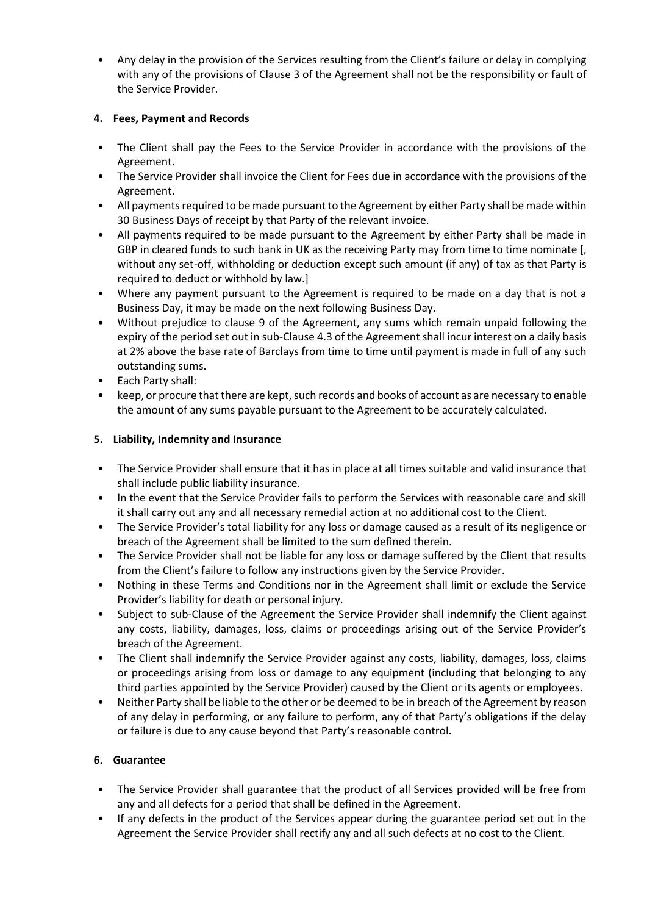- Any delay in the provision of the Services resulting from the Client's failure or delay in complying with any of the provisions of Clause 3 of the Agreement shall not be the responsibility or fault of the Service Provider.

**4. Fees, Payment and Records**

- The Client shall pay the Fees to the Service Provider in accordance with the provisions of the Agreement.
- The Service Provider shall invoice the Client for Fees due in accordance with the provisions of the Agreement.
- All payments required to be made pursuant to the Agreement by either Party shall be made within 30 Business Days of receipt by that Party of the relevant invoice.
- All payments required to be made pursuant to the Agreement by either Party shall be made in GBP in cleared funds to such bank in UK as the receiving Party may from time to time nominate [, without any set-off, withholding or deduction except such amount (if any) of tax as that Party is required to deduct or withhold by law.]
- Where any payment pursuant to the Agreement is required to be made on a day that is not a Business Day, it may be made on the next following Business Day.
- Without prejudice to clause 9 of the Agreement, any sums which remain unpaid following the expiry of the period set out in sub-Clause 4.3 of the Agreement shall incur interest on a daily basis at 2% above the base rate of Barclays from time to time until payment is made in full of any such outstanding sums.
- Each Party shall:
- keep, or procure that there are kept, such records and books of account as are necessary to enable the amount of any sums payable pursuant to the Agreement to be accurately calculated.

**5. Liability, Indemnity and Insurance**

- The Service Provider shall ensure that it has in place at all times suitable and valid insurance that shall include public liability insurance.
- In the event that the Service Provider fails to perform the Services with reasonable care and skill it shall carry out any and all necessary remedial action at no additional cost to the Client.
- The Service Provider's total liability for any loss or damage caused as a result of its negligence or breach of the Agreement shall be limited to the sum defined therein.
- The Service Provider shall not be liable for any loss or damage suffered by the Client that results from the Client's failure to follow any instructions given by the Service Provider.
- Nothing in these Terms and Conditions nor in the Agreement shall limit or exclude the Service Provider's liability for death or personal injury.
- Subject to sub-Clause of the Agreement the Service Provider shall indemnify the Client against any costs, liability, damages, loss, claims or proceedings arising out of the Service Provider's breach of the Agreement.
- The Client shall indemnify the Service Provider against any costs, liability, damages, loss, claims or proceedings arising from loss or damage to any equipment (including that belonging to any third parties appointed by the Service Provider) caused by the Client or its agents or employees.
- Neither Party shall be liable to the other or be deemed to be in breach of the Agreement by reason of any delay in performing, or any failure to perform, any of that Party's obligations if the delay or failure is due to any cause beyond that Party's reasonable control.

**6. Guarantee**

- The Service Provider shall guarantee that the product of all Services provided will be free from any and all defects for a period that shall be defined in the Agreement.
- If any defects in the product of the Services appear during the guarantee period set out in the Agreement the Service Provider shall rectify any and all such defects at no cost to the Client.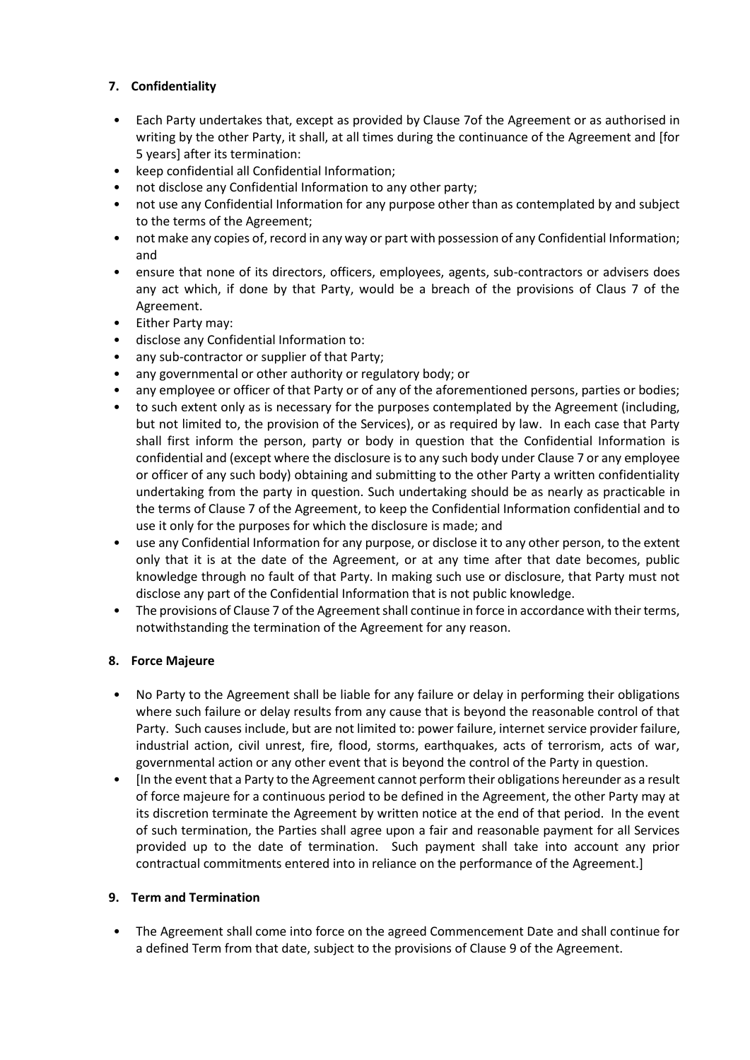## 7. Confidentiality

- Each Party undertakes that, except as provided by Clause 7of the Agreement or as authorised in writing by the other Party, it shall, at all times during the continuance of the Agreement and [for 5 years] after its termination:
- keep confidential all Confidential Information;
- not disclose any Confidential Information to any other party;
- not use any Confidential Information for any purpose other than as contemplated by and subject to the terms of the Agreement;
- not make any copies of, record in any way or part with possession of any Confidential Information; and
- ensure that none of its directors, officers, employees, agents, sub-contractors or advisers does any act which, if done by that Party, would be a breach of the provisions of Claus 7 of the Agreement.
- Either Party may:
- disclose any Confidential Information to:
- any sub-contractor or supplier of that Party;
- any governmental or other authority or regulatory body; or
- any employee or officer of that Party or of any of the aforementioned persons, parties or bodies;
- to such extent only as is necessary for the purposes contemplated by the Agreement (including, but not limited to, the provision of the Services), or as required by law. In each case that Party shall first inform the person, party or body in question that the Confidential Information is confidential and (except where the disclosure is to any such body under Clause 7 or any employee or officer of any such body) obtaining and submitting to the other Party a written confidentiality undertaking from the party in question. Such undertaking should be as nearly as practicable in the terms of Clause 7 of the Agreement, to keep the Confidential Information confidential and to use it only for the purposes for which the disclosure is made; and
- use any Confidential Information for any purpose, or disclose it to any other person, to the extent only that it is at the date of the Agreement, or at any time after that date becomes, public knowledge through no fault of that Party. In making such use or disclosure, that Party must not disclose any part of the Confidential Information that is not public knowledge.
- The provisions of Clause 7 of the Agreement shall continue in force in accordance with their terms, notwithstanding the termination of the Agreement for any reason.

## 8. Force Majeure

- No Party to the Agreement shall be liable for any failure or delay in performing their obligations where such failure or delay results from any cause that is beyond the reasonable control of that Party. Such causes include, but are not limited to: power failure, internet service provider failure, industrial action, civil unrest, fire, flood, storms, earthquakes, acts of terrorism, acts of war, governmental action or any other event that is beyond the control of the Party in question.
- [In the event that a Party to the Agreement cannot perform their obligations hereunder as a result of force majeure for a continuous period to be defined in the Agreement, the other Party may at its discretion terminate the Agreement by written notice at the end of that period. In the event of such termination, the Parties shall agree upon a fair and reasonable payment for all Services provided up to the date of termination. Such payment shall take into account any prior contractual commitments entered into in reliance on the performance of the Agreement.]

## 9. Term and Termination

- The Agreement shall come into force on the agreed Commencement Date and shall continue for a defined Term from that date, subject to the provisions of Clause 9 of the Agreement.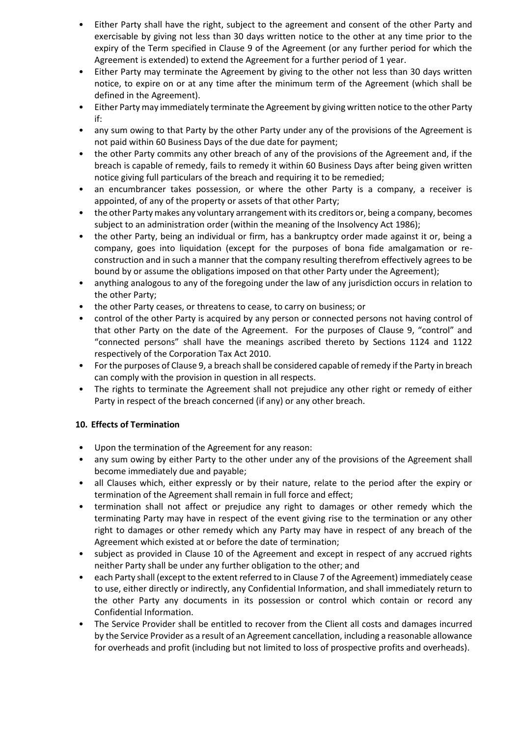- Either Party shall have the right, subject to the agreement and consent of the other Party and exercisable by giving not less than 30 days written notice to the other at any time prior to the expiry of the Term specified in Clause 9 of the Agreement (or any further period for which the Agreement is extended) to extend the Agreement for a further period of 1 year.
- Either Party may terminate the Agreement by giving to the other not less than 30 days written notice, to expire on or at any time after the minimum term of the Agreement (which shall be defined in the Agreement).
- Either Party may immediately terminate the Agreement by giving written notice to the other Party if:
- any sum owing to that Party by the other Party under any of the provisions of the Agreement is not paid within 60 Business Days of the due date for payment;
- the other Party commits any other breach of any of the provisions of the Agreement and, if the breach is capable of remedy, fails to remedy it within 60 Business Days after being given written notice giving full particulars of the breach and requiring it to be remedied;
- an encumbrancer takes possession, or where the other Party is a company, a receiver is appointed, of any of the property or assets of that other Party;
- the other Party makes any voluntary arrangement with its creditors or, being a company, becomes subject to an administration order (within the meaning of the Insolvency Act 1986);
- the other Party, being an individual or firm, has a bankruptcy order made against it or, being a company, goes into liquidation (except for the purposes of bona fide amalgamation or re-construction and in such a manner that the company resulting therefrom effectively agrees to be bound by or assume the obligations imposed on that other Party under the Agreement);
- anything analogous to any of the foregoing under the law of any jurisdiction occurs in relation to the other Party;
- the other Party ceases, or threatens to cease, to carry on business; or
- control of the other Party is acquired by any person or connected persons not having control of that other Party on the date of the Agreement. For the purposes of Clause 9, "control" and "connected persons" shall have the meanings ascribed thereto by Sections 1124 and 1122 respectively of the Corporation Tax Act 2010.
- For the purposes of Clause 9, a breach shall be considered capable of remedy if the Party in breach can comply with the provision in question in all respects.
- The rights to terminate the Agreement shall not prejudice any other right or remedy of either Party in respect of the breach concerned (if any) or any other breach.

### 10. Effects of Termination

- Upon the termination of the Agreement for any reason:
- any sum owing by either Party to the other under any of the provisions of the Agreement shall become immediately due and payable;
- all Clauses which, either expressly or by their nature, relate to the period after the expiry or termination of the Agreement shall remain in full force and effect;
- termination shall not affect or prejudice any right to damages or other remedy which the terminating Party may have in respect of the event giving rise to the termination or any other right to damages or other remedy which any Party may have in respect of any breach of the Agreement which existed at or before the date of termination;
- subject as provided in Clause 10 of the Agreement and except in respect of any accrued rights neither Party shall be under any further obligation to the other; and
- each Party shall (except to the extent referred to in Clause 7 of the Agreement) immediately cease to use, either directly or indirectly, any Confidential Information, and shall immediately return to the other Party any documents in its possession or control which contain or record any Confidential Information.
- The Service Provider shall be entitled to recover from the Client all costs and damages incurred by the Service Provider as a result of an Agreement cancellation, including a reasonable allowance for overheads and profit (including but not limited to loss of prospective profits and overheads).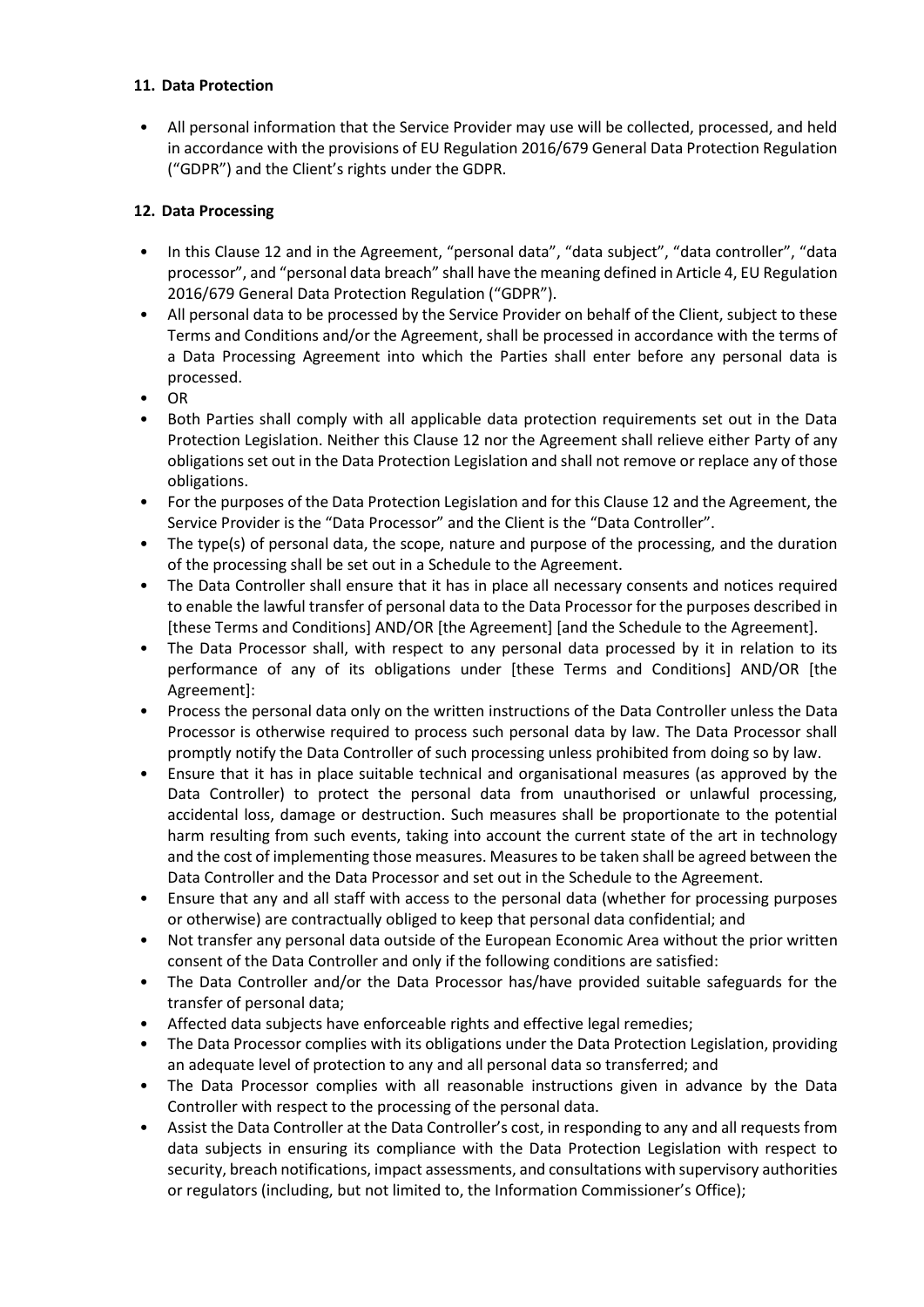## 11. Data Protection

- All personal information that the Service Provider may use will be collected, processed, and held in accordance with the provisions of EU Regulation 2016/679 General Data Protection Regulation ("GDPR") and the Client's rights under the GDPR.

## 12. Data Processing

- In this Clause 12 and in the Agreement, "personal data", "data subject", "data controller", "data processor", and "personal data breach" shall have the meaning defined in Article 4, EU Regulation 2016/679 General Data Protection Regulation ("GDPR").
- All personal data to be processed by the Service Provider on behalf of the Client, subject to these Terms and Conditions and/or the Agreement, shall be processed in accordance with the terms of a Data Processing Agreement into which the Parties shall enter before any personal data is processed.
- OR
- Both Parties shall comply with all applicable data protection requirements set out in the Data Protection Legislation. Neither this Clause 12 nor the Agreement shall relieve either Party of any obligations set out in the Data Protection Legislation and shall not remove or replace any of those obligations.
- For the purposes of the Data Protection Legislation and for this Clause 12 and the Agreement, the Service Provider is the "Data Processor" and the Client is the "Data Controller".
- The type(s) of personal data, the scope, nature and purpose of the processing, and the duration of the processing shall be set out in a Schedule to the Agreement.
- The Data Controller shall ensure that it has in place all necessary consents and notices required to enable the lawful transfer of personal data to the Data Processor for the purposes described in [these Terms and Conditions] AND/OR [the Agreement] [and the Schedule to the Agreement].
- The Data Processor shall, with respect to any personal data processed by it in relation to its performance of any of its obligations under [these Terms and Conditions] AND/OR [the Agreement]:
- Process the personal data only on the written instructions of the Data Controller unless the Data Processor is otherwise required to process such personal data by law. The Data Processor shall promptly notify the Data Controller of such processing unless prohibited from doing so by law.
- Ensure that it has in place suitable technical and organisational measures (as approved by the Data Controller) to protect the personal data from unauthorised or unlawful processing, accidental loss, damage or destruction. Such measures shall be proportionate to the potential harm resulting from such events, taking into account the current state of the art in technology and the cost of implementing those measures. Measures to be taken shall be agreed between the Data Controller and the Data Processor and set out in the Schedule to the Agreement.
- Ensure that any and all staff with access to the personal data (whether for processing purposes or otherwise) are contractually obliged to keep that personal data confidential; and
- Not transfer any personal data outside of the European Economic Area without the prior written consent of the Data Controller and only if the following conditions are satisfied:
- The Data Controller and/or the Data Processor has/have provided suitable safeguards for the transfer of personal data;
- Affected data subjects have enforceable rights and effective legal remedies;
- The Data Processor complies with its obligations under the Data Protection Legislation, providing an adequate level of protection to any and all personal data so transferred; and
- The Data Processor complies with all reasonable instructions given in advance by the Data Controller with respect to the processing of the personal data.
- Assist the Data Controller at the Data Controller's cost, in responding to any and all requests from data subjects in ensuring its compliance with the Data Protection Legislation with respect to security, breach notifications, impact assessments, and consultations with supervisory authorities or regulators (including, but not limited to, the Information Commissioner's Office);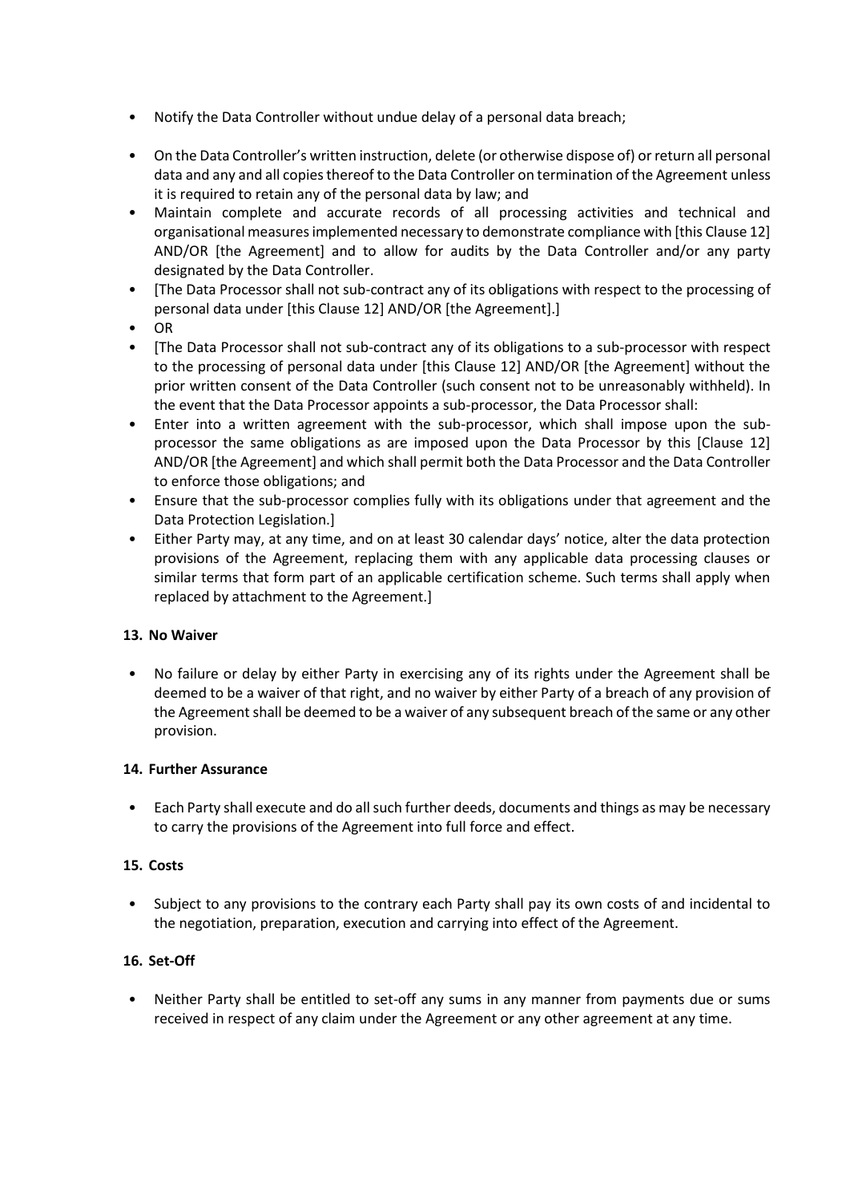- Notify the Data Controller without undue delay of a personal data breach;
- On the Data Controller's written instruction, delete (or otherwise dispose of) or return all personal data and any and all copies thereof to the Data Controller on termination of the Agreement unless it is required to retain any of the personal data by law; and
- Maintain complete and accurate records of all processing activities and technical and organisational measures implemented necessary to demonstrate compliance with [this Clause 12] AND/OR [the Agreement] and to allow for audits by the Data Controller and/or any party designated by the Data Controller.
- [The Data Processor shall not sub-contract any of its obligations with respect to the processing of personal data under [this Clause 12] AND/OR [the Agreement].]
- OR
- [The Data Processor shall not sub-contract any of its obligations to a sub-processor with respect to the processing of personal data under [this Clause 12] AND/OR [the Agreement] without the prior written consent of the Data Controller (such consent not to be unreasonably withheld). In the event that the Data Processor appoints a sub-processor, the Data Processor shall:
- Enter into a written agreement with the sub-processor, which shall impose upon the sub-processor the same obligations as are imposed upon the Data Processor by this [Clause 12] AND/OR [the Agreement] and which shall permit both the Data Processor and the Data Controller to enforce those obligations; and
- Ensure that the sub-processor complies fully with its obligations under that agreement and the Data Protection Legislation.]
- Either Party may, at any time, and on at least 30 calendar days' notice, alter the data protection provisions of the Agreement, replacing them with any applicable data processing clauses or similar terms that form part of an applicable certification scheme. Such terms shall apply when replaced by attachment to the Agreement.]

**13. No Waiver**

- No failure or delay by either Party in exercising any of its rights under the Agreement shall be deemed to be a waiver of that right, and no waiver by either Party of a breach of any provision of the Agreement shall be deemed to be a waiver of any subsequent breach of the same or any other provision.

**14. Further Assurance**

- Each Party shall execute and do all such further deeds, documents and things as may be necessary to carry the provisions of the Agreement into full force and effect.

**15. Costs**

- Subject to any provisions to the contrary each Party shall pay its own costs of and incidental to the negotiation, preparation, execution and carrying into effect of the Agreement.

**16. Set-Off**

- Neither Party shall be entitled to set-off any sums in any manner from payments due or sums received in respect of any claim under the Agreement or any other agreement at any time.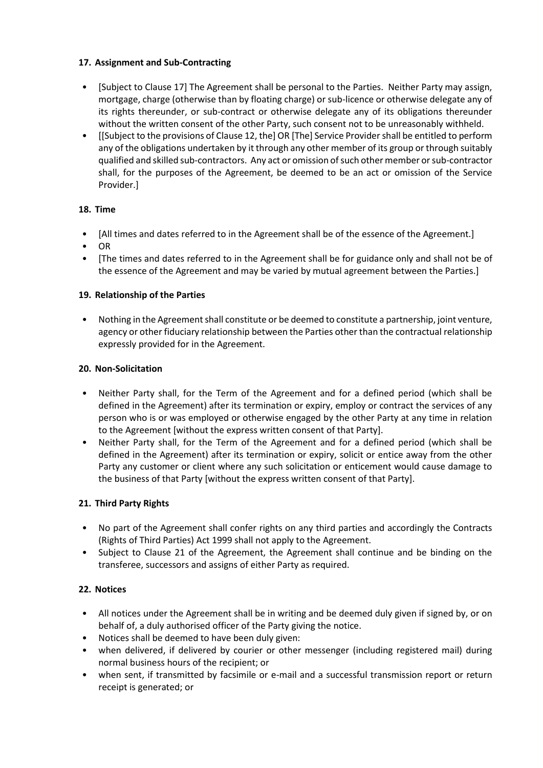### 17. Assignment and Sub-Contracting

- [Subject to Clause 17] The Agreement shall be personal to the Parties. Neither Party may assign, mortgage, charge (otherwise than by floating charge) or sub-licence or otherwise delegate any of its rights thereunder, or sub-contract or otherwise delegate any of its obligations thereunder without the written consent of the other Party, such consent not to be unreasonably withheld.
- [[Subject to the provisions of Clause 12, the] OR [The] Service Provider shall be entitled to perform any of the obligations undertaken by it through any other member of its group or through suitably qualified and skilled sub-contractors. Any act or omission of such other member or sub-contractor shall, for the purposes of the Agreement, be deemed to be an act or omission of the Service Provider.]

### 18. Time

- [All times and dates referred to in the Agreement shall be of the essence of the Agreement.]
- OR
- [The times and dates referred to in the Agreement shall be for guidance only and shall not be of the essence of the Agreement and may be varied by mutual agreement between the Parties.]

### 19. Relationship of the Parties

- Nothing in the Agreement shall constitute or be deemed to constitute a partnership, joint venture, agency or other fiduciary relationship between the Parties other than the contractual relationship expressly provided for in the Agreement.

### 20. Non-Solicitation

- Neither Party shall, for the Term of the Agreement and for a defined period (which shall be defined in the Agreement) after its termination or expiry, employ or contract the services of any person who is or was employed or otherwise engaged by the other Party at any time in relation to the Agreement [without the express written consent of that Party].
- Neither Party shall, for the Term of the Agreement and for a defined period (which shall be defined in the Agreement) after its termination or expiry, solicit or entice away from the other Party any customer or client where any such solicitation or enticement would cause damage to the business of that Party [without the express written consent of that Party].

### 21. Third Party Rights

- No part of the Agreement shall confer rights on any third parties and accordingly the Contracts (Rights of Third Parties) Act 1999 shall not apply to the Agreement.
- Subject to Clause 21 of the Agreement, the Agreement shall continue and be binding on the transferee, successors and assigns of either Party as required.

### 22. Notices

- All notices under the Agreement shall be in writing and be deemed duly given if signed by, or on behalf of, a duly authorised officer of the Party giving the notice.
- Notices shall be deemed to have been duly given:
- when delivered, if delivered by courier or other messenger (including registered mail) during normal business hours of the recipient; or
- when sent, if transmitted by facsimile or e-mail and a successful transmission report or return receipt is generated; or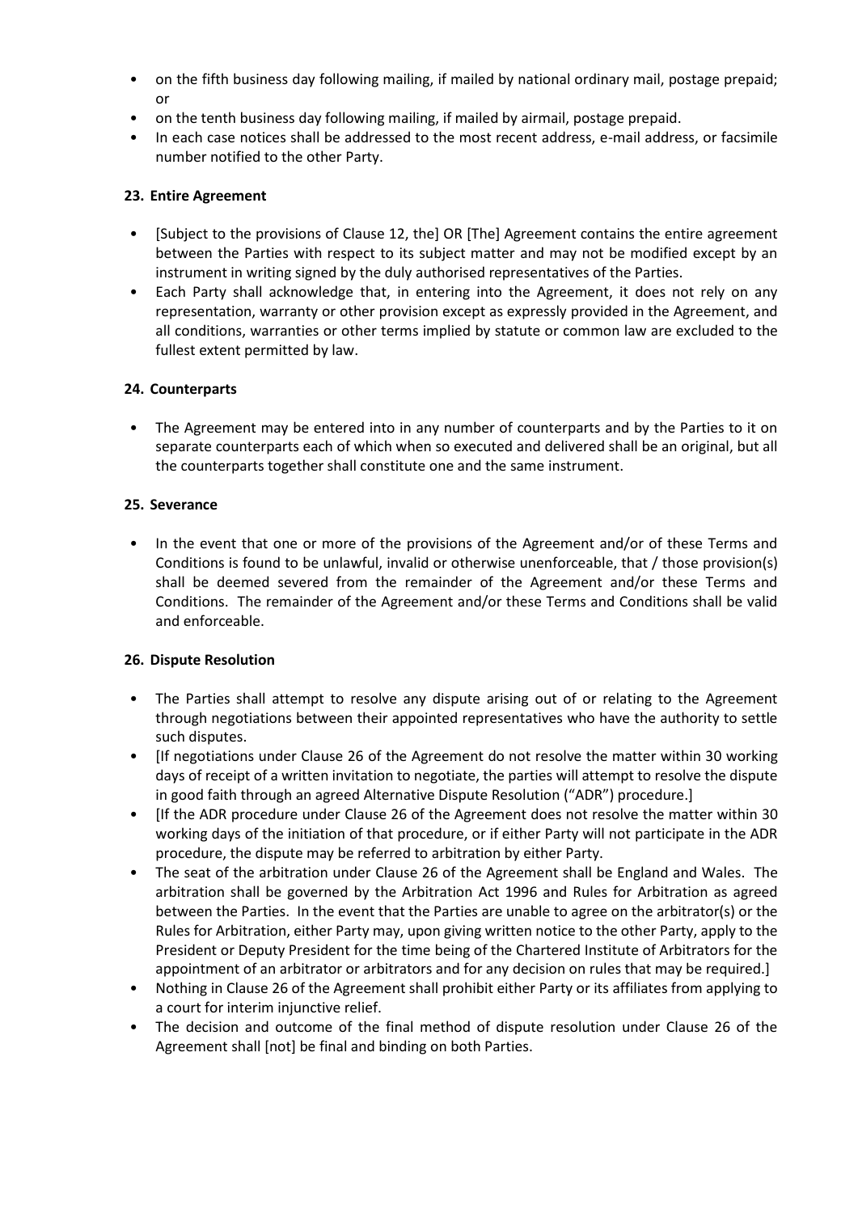- on the fifth business day following mailing, if mailed by national ordinary mail, postage prepaid; or
- on the tenth business day following mailing, if mailed by airmail, postage prepaid.
- In each case notices shall be addressed to the most recent address, e-mail address, or facsimile number notified to the other Party.

## 23. Entire Agreement

- [Subject to the provisions of Clause 12, the] OR [The] Agreement contains the entire agreement between the Parties with respect to its subject matter and may not be modified except by an instrument in writing signed by the duly authorised representatives of the Parties.
- Each Party shall acknowledge that, in entering into the Agreement, it does not rely on any representation, warranty or other provision except as expressly provided in the Agreement, and all conditions, warranties or other terms implied by statute or common law are excluded to the fullest extent permitted by law.

## 24. Counterparts

- The Agreement may be entered into in any number of counterparts and by the Parties to it on separate counterparts each of which when so executed and delivered shall be an original, but all the counterparts together shall constitute one and the same instrument.

## 25. Severance

- In the event that one or more of the provisions of the Agreement and/or of these Terms and Conditions is found to be unlawful, invalid or otherwise unenforceable, that / those provision(s) shall be deemed severed from the remainder of the Agreement and/or these Terms and Conditions. The remainder of the Agreement and/or these Terms and Conditions shall be valid and enforceable.

## 26. Dispute Resolution

- The Parties shall attempt to resolve any dispute arising out of or relating to the Agreement through negotiations between their appointed representatives who have the authority to settle such disputes.
- [If negotiations under Clause 26 of the Agreement do not resolve the matter within 30 working days of receipt of a written invitation to negotiate, the parties will attempt to resolve the dispute in good faith through an agreed Alternative Dispute Resolution ("ADR") procedure.]
- [If the ADR procedure under Clause 26 of the Agreement does not resolve the matter within 30 working days of the initiation of that procedure, or if either Party will not participate in the ADR procedure, the dispute may be referred to arbitration by either Party.
- The seat of the arbitration under Clause 26 of the Agreement shall be England and Wales. The arbitration shall be governed by the Arbitration Act 1996 and Rules for Arbitration as agreed between the Parties. In the event that the Parties are unable to agree on the arbitrator(s) or the Rules for Arbitration, either Party may, upon giving written notice to the other Party, apply to the President or Deputy President for the time being of the Chartered Institute of Arbitrators for the appointment of an arbitrator or arbitrators and for any decision on rules that may be required.]
- Nothing in Clause 26 of the Agreement shall prohibit either Party or its affiliates from applying to a court for interim injunctive relief.
- The decision and outcome of the final method of dispute resolution under Clause 26 of the Agreement shall [not] be final and binding on both Parties.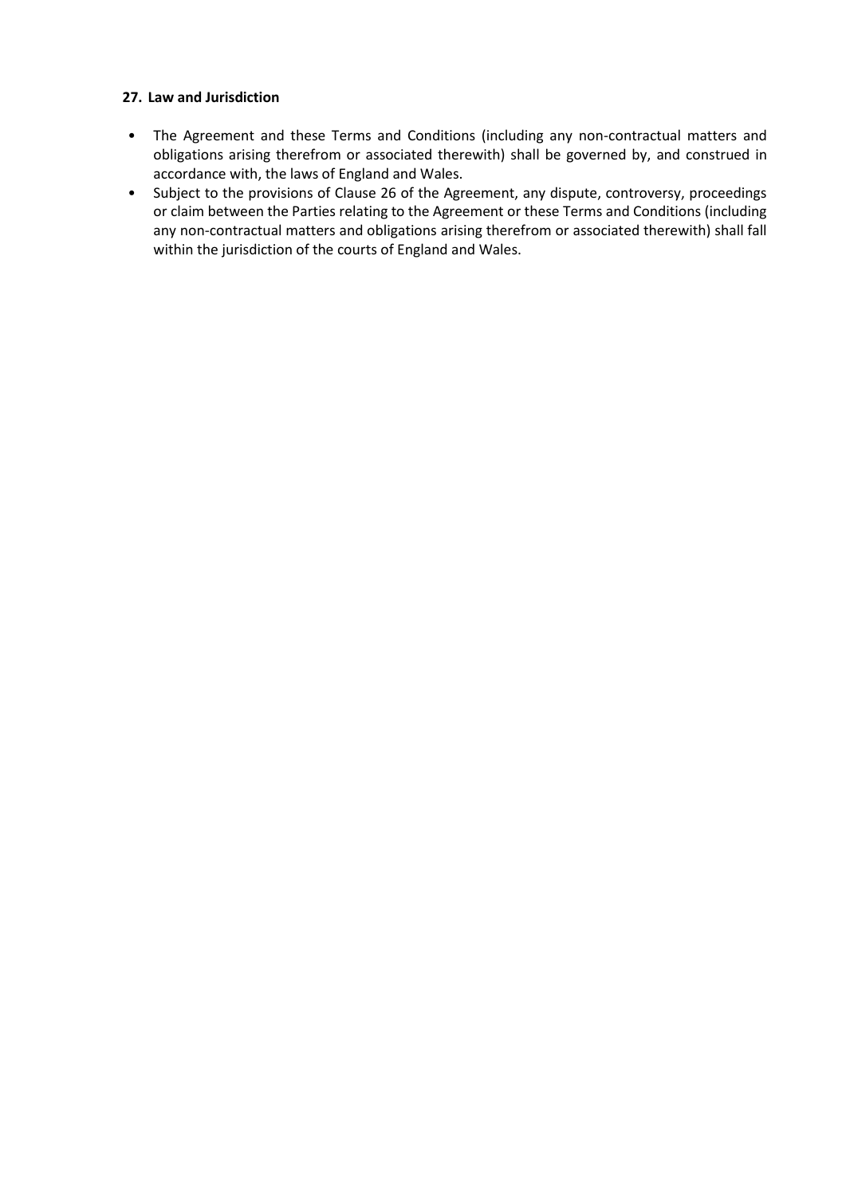**27. Law and Jurisdiction**

- The Agreement and these Terms and Conditions (including any non-contractual matters and obligations arising therefrom or associated therewith) shall be governed by, and construed in accordance with, the laws of England and Wales.
- Subject to the provisions of Clause 26 of the Agreement, any dispute, controversy, proceedings or claim between the Parties relating to the Agreement or these Terms and Conditions (including any non-contractual matters and obligations arising therefrom or associated therewith) shall fall within the jurisdiction of the courts of England and Wales.